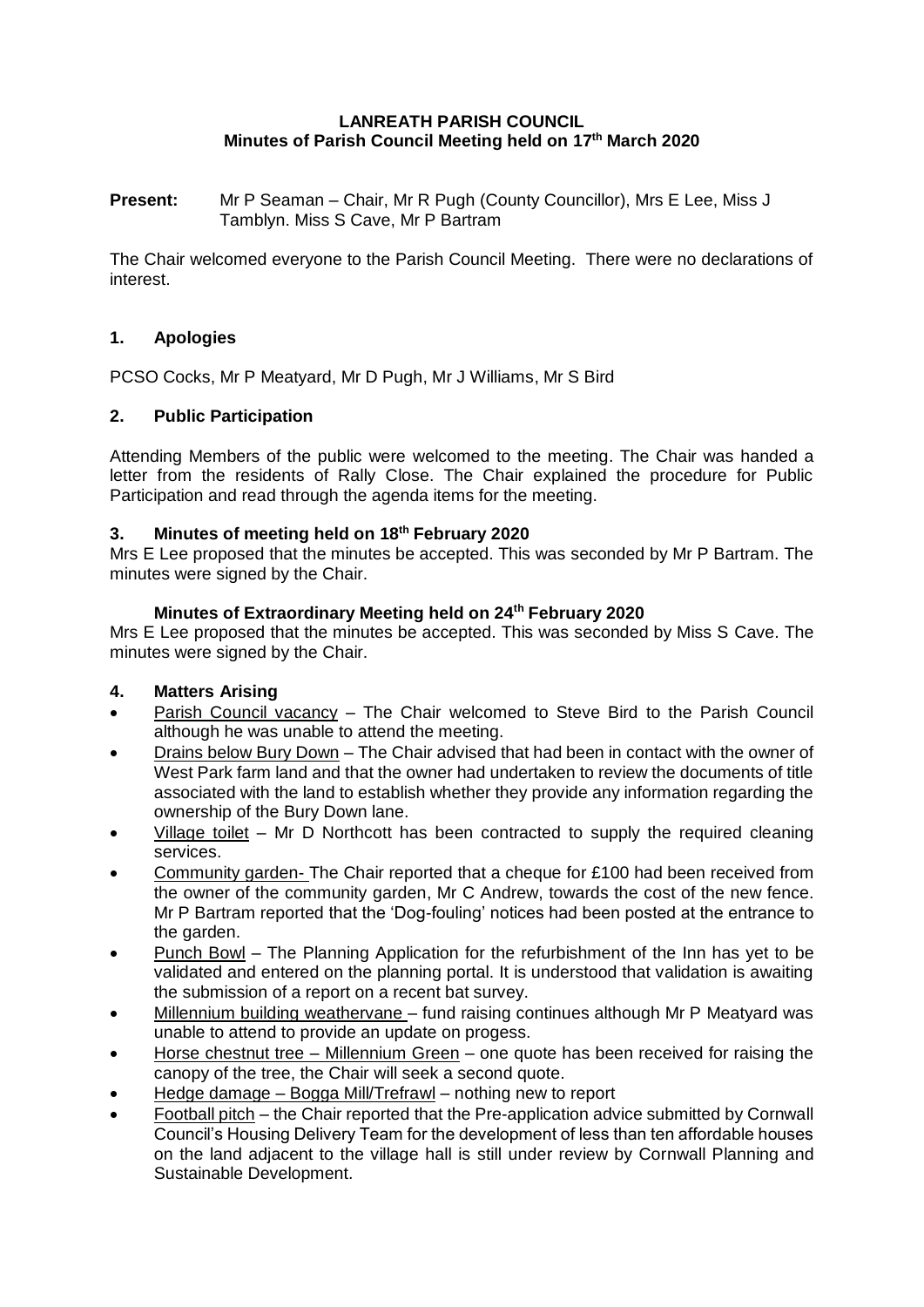# LANREATH PARISH COUNCIL
## Minutes of Parish Council Meeting held on 17th March 2020

**Present:** Mr P Seaman – Chair, Mr R Pugh (County Councillor), Mrs E Lee, Miss J Tamblyn. Miss S Cave, Mr P Bartram

The Chair welcomed everyone to the Parish Council Meeting. There were no declarations of interest.

### 1. Apologies

PCSO Cocks, Mr P Meatyard, Mr D Pugh, Mr J Williams, Mr S Bird

### 2. Public Participation

Attending Members of the public were welcomed to the meeting. The Chair was handed a letter from the residents of Rally Close. The Chair explained the procedure for Public Participation and read through the agenda items for the meeting.

### 3. Minutes of meeting held on 18th February 2020

Mrs E Lee proposed that the minutes be accepted. This was seconded by Mr P Bartram. The minutes were signed by the Chair.

**Minutes of Extraordinary Meeting held on 24th February 2020**

Mrs E Lee proposed that the minutes be accepted. This was seconded by Miss S Cave. The minutes were signed by the Chair.

### 4. Matters Arising

- Parish Council vacancy – The Chair welcomed to Steve Bird to the Parish Council although he was unable to attend the meeting.
- Drains below Bury Down – The Chair advised that had been in contact with the owner of West Park farm land and that the owner had undertaken to review the documents of title associated with the land to establish whether they provide any information regarding the ownership of the Bury Down lane.
- Village toilet – Mr D Northcott has been contracted to supply the required cleaning services.
- Community garden- The Chair reported that a cheque for £100 had been received from the owner of the community garden, Mr C Andrew, towards the cost of the new fence. Mr P Bartram reported that the 'Dog-fouling' notices had been posted at the entrance to the garden.
- Punch Bowl – The Planning Application for the refurbishment of the Inn has yet to be validated and entered on the planning portal. It is understood that validation is awaiting the submission of a report on a recent bat survey.
- Millennium building weathervane – fund raising continues although Mr P Meatyard was unable to attend to provide an update on progess.
- Horse chestnut tree – Millennium Green – one quote has been received for raising the canopy of the tree, the Chair will seek a second quote.
- Hedge damage – Bogga Mill/Trefrawl – nothing new to report
- Football pitch – the Chair reported that the Pre-application advice submitted by Cornwall Council's Housing Delivery Team for the development of less than ten affordable houses on the land adjacent to the village hall is still under review by Cornwall Planning and Sustainable Development.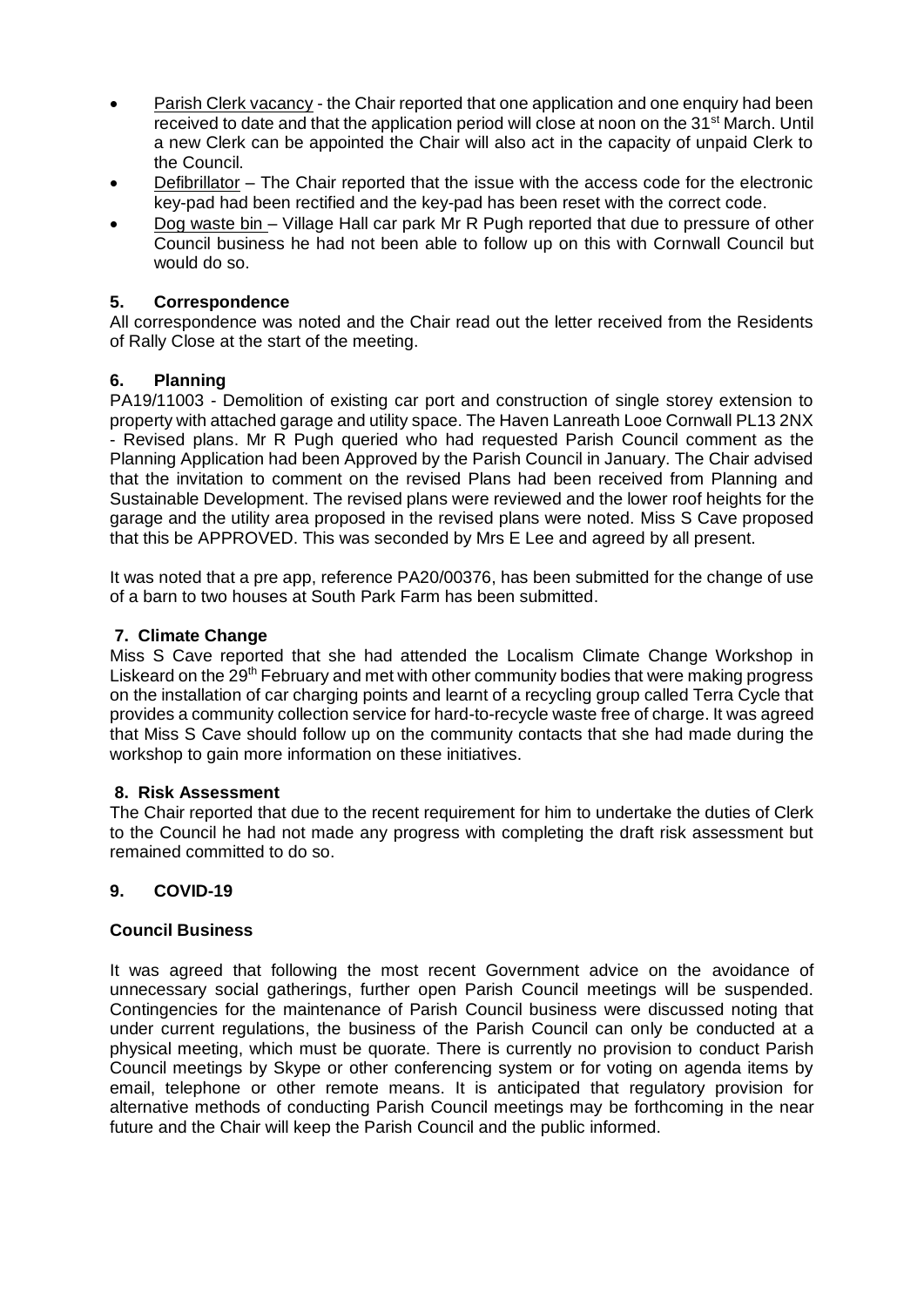- <u>Parish Clerk vacancy</u> - the Chair reported that one application and one enquiry had been received to date and that the application period will close at noon on the 31st March. Until a new Clerk can be appointed the Chair will also act in the capacity of unpaid Clerk to the Council.
- <u>Defibrillator</u> – The Chair reported that the issue with the access code for the electronic key-pad had been rectified and the key-pad has been reset with the correct code.
- <u>Dog waste bin</u> – Village Hall car park Mr R Pugh reported that due to pressure of other Council business he had not been able to follow up on this with Cornwall Council but would do so.

### 5. Correspondence

All correspondence was noted and the Chair read out the letter received from the Residents of Rally Close at the start of the meeting.

### 6. Planning

PA19/11003 - Demolition of existing car port and construction of single storey extension to property with attached garage and utility space. The Haven Lanreath Looe Cornwall PL13 2NX - Revised plans. Mr R Pugh queried who had requested Parish Council comment as the Planning Application had been Approved by the Parish Council in January. The Chair advised that the invitation to comment on the revised Plans had been received from Planning and Sustainable Development. The revised plans were reviewed and the lower roof heights for the garage and the utility area proposed in the revised plans were noted. Miss S Cave proposed that this be APPROVED. This was seconded by Mrs E Lee and agreed by all present.

It was noted that a pre app, reference PA20/00376, has been submitted for the change of use of a barn to two houses at South Park Farm has been submitted.

### 7. Climate Change

Miss S Cave reported that she had attended the Localism Climate Change Workshop in Liskeard on the 29th February and met with other community bodies that were making progress on the installation of car charging points and learnt of a recycling group called Terra Cycle that provides a community collection service for hard-to-recycle waste free of charge. It was agreed that Miss S Cave should follow up on the community contacts that she had made during the workshop to gain more information on these initiatives.

### 8. Risk Assessment

The Chair reported that due to the recent requirement for him to undertake the duties of Clerk to the Council he had not made any progress with completing the draft risk assessment but remained committed to do so.

### 9. COVID-19

#### Council Business

It was agreed that following the most recent Government advice on the avoidance of unnecessary social gatherings, further open Parish Council meetings will be suspended. Contingencies for the maintenance of Parish Council business were discussed noting that under current regulations, the business of the Parish Council can only be conducted at a physical meeting, which must be quorate. There is currently no provision to conduct Parish Council meetings by Skype or other conferencing system or for voting on agenda items by email, telephone or other remote means. It is anticipated that regulatory provision for alternative methods of conducting Parish Council meetings may be forthcoming in the near future and the Chair will keep the Parish Council and the public informed.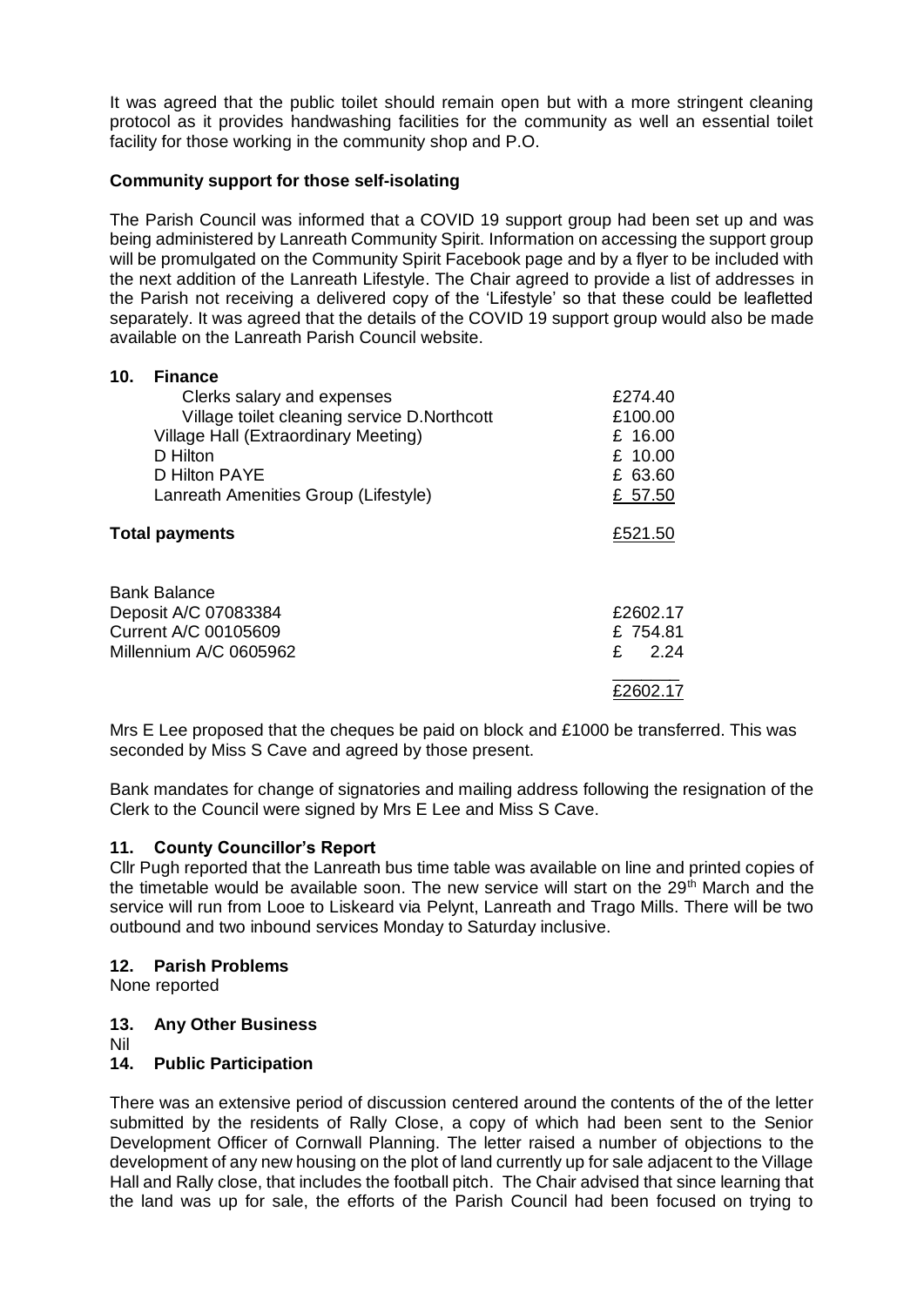It was agreed that the public toilet should remain open but with a more stringent cleaning protocol as it provides handwashing facilities for the community as well an essential toilet facility for those working in the community shop and P.O.

**Community support for those self-isolating**

The Parish Council was informed that a COVID 19 support group had been set up and was being administered by Lanreath Community Spirit. Information on accessing the support group will be promulgated on the Community Spirit Facebook page and by a flyer to be included with the next addition of the Lanreath Lifestyle. The Chair agreed to provide a list of addresses in the Parish not receiving a delivered copy of the 'Lifestyle' so that these could be leafletted separately. It was agreed that the details of the COVID 19 support group would also be made available on the Lanreath Parish Council website.

## 10. Finance

| | |
|---|---|
| Clerks salary and expenses | £274.40 |
| Village toilet cleaning service D.Northcott | £100.00 |
| Village Hall (Extraordinary Meeting) | £ 16.00 |
| D Hilton | £ 10.00 |
| D Hilton PAYE | £ 63.60 |
| Lanreath Amenities Group (Lifestyle) | £ 57.50 |
| **Total payments** | £521.50 |

| | |
|---|---|
| Bank Balance | |
| Deposit A/C 07083384 | £2602.17 |
| Current A/C 00105609 | £ 754.81 |
| Millennium A/C 0605962 | £ 2.24 |
| | £2602.17 |

Mrs E Lee proposed that the cheques be paid on block and £1000 be transferred. This was seconded by Miss S Cave and agreed by those present.

Bank mandates for change of signatories and mailing address following the resignation of the Clerk to the Council were signed by Mrs E Lee and Miss S Cave.

## 11. County Councillor's Report

Cllr Pugh reported that the Lanreath bus time table was available on line and printed copies of the timetable would be available soon. The new service will start on the 29th March and the service will run from Looe to Liskeard via Pelynt, Lanreath and Trago Mills. There will be two outbound and two inbound services Monday to Saturday inclusive.

## 12. Parish Problems

None reported

## 13. Any Other Business

Nil

## 14. Public Participation

There was an extensive period of discussion centered around the contents of the of the letter submitted by the residents of Rally Close, a copy of which had been sent to the Senior Development Officer of Cornwall Planning. The letter raised a number of objections to the development of any new housing on the plot of land currently up for sale adjacent to the Village Hall and Rally close, that includes the football pitch. The Chair advised that since learning that the land was up for sale, the efforts of the Parish Council had been focused on trying to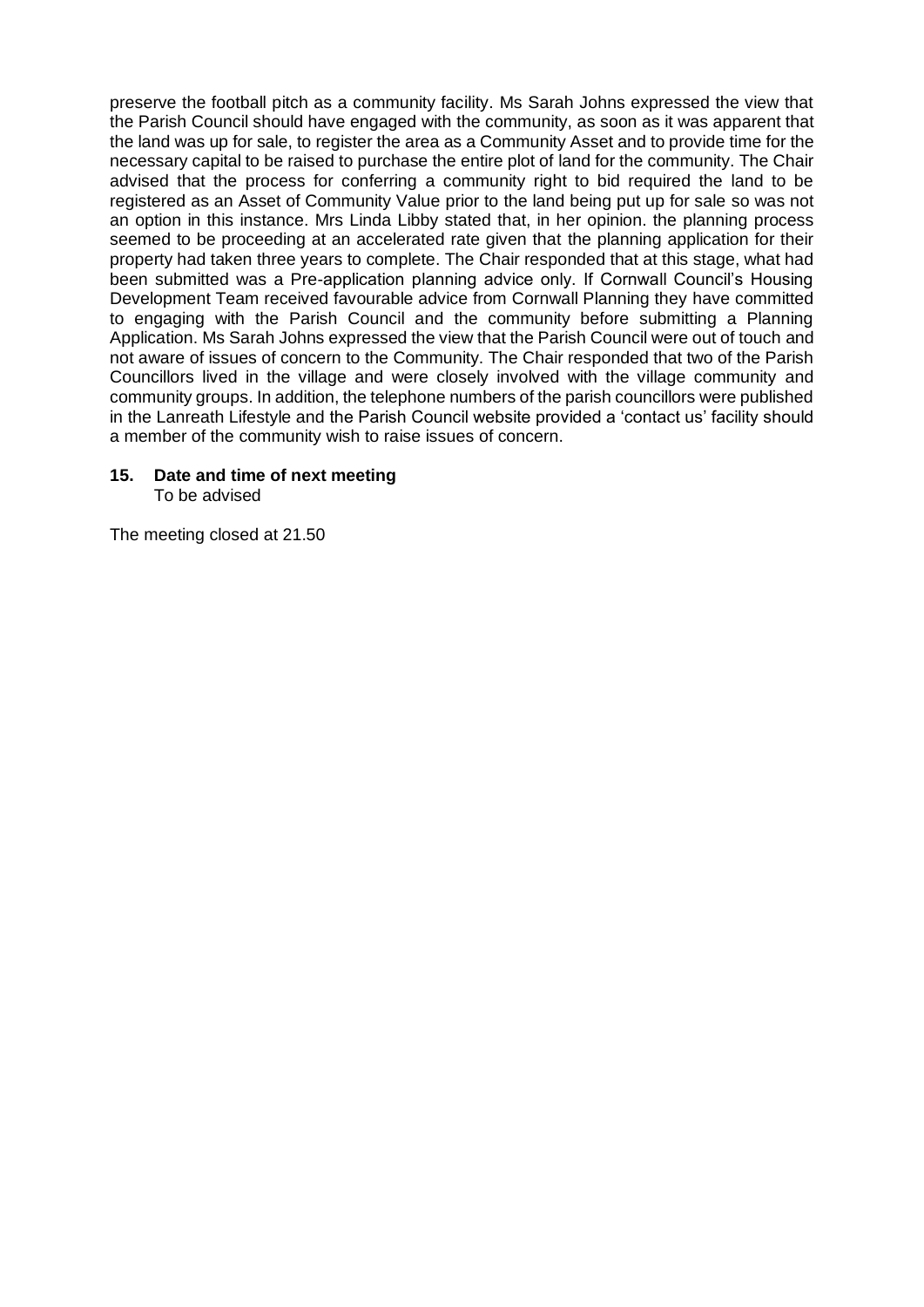preserve the football pitch as a community facility. Ms Sarah Johns expressed the view that the Parish Council should have engaged with the community, as soon as it was apparent that the land was up for sale, to register the area as a Community Asset and to provide time for the necessary capital to be raised to purchase the entire plot of land for the community. The Chair advised that the process for conferring a community right to bid required the land to be registered as an Asset of Community Value prior to the land being put up for sale so was not an option in this instance. Mrs Linda Libby stated that, in her opinion. the planning process seemed to be proceeding at an accelerated rate given that the planning application for their property had taken three years to complete. The Chair responded that at this stage, what had been submitted was a Pre-application planning advice only. If Cornwall Council's Housing Development Team received favourable advice from Cornwall Planning they have committed to engaging with the Parish Council and the community before submitting a Planning Application. Ms Sarah Johns expressed the view that the Parish Council were out of touch and not aware of issues of concern to the Community. The Chair responded that two of the Parish Councillors lived in the village and were closely involved with the village community and community groups. In addition, the telephone numbers of the parish councillors were published in the Lanreath Lifestyle and the Parish Council website provided a 'contact us' facility should a member of the community wish to raise issues of concern.

**15. Date and time of next meeting**

To be advised

The meeting closed at 21.50